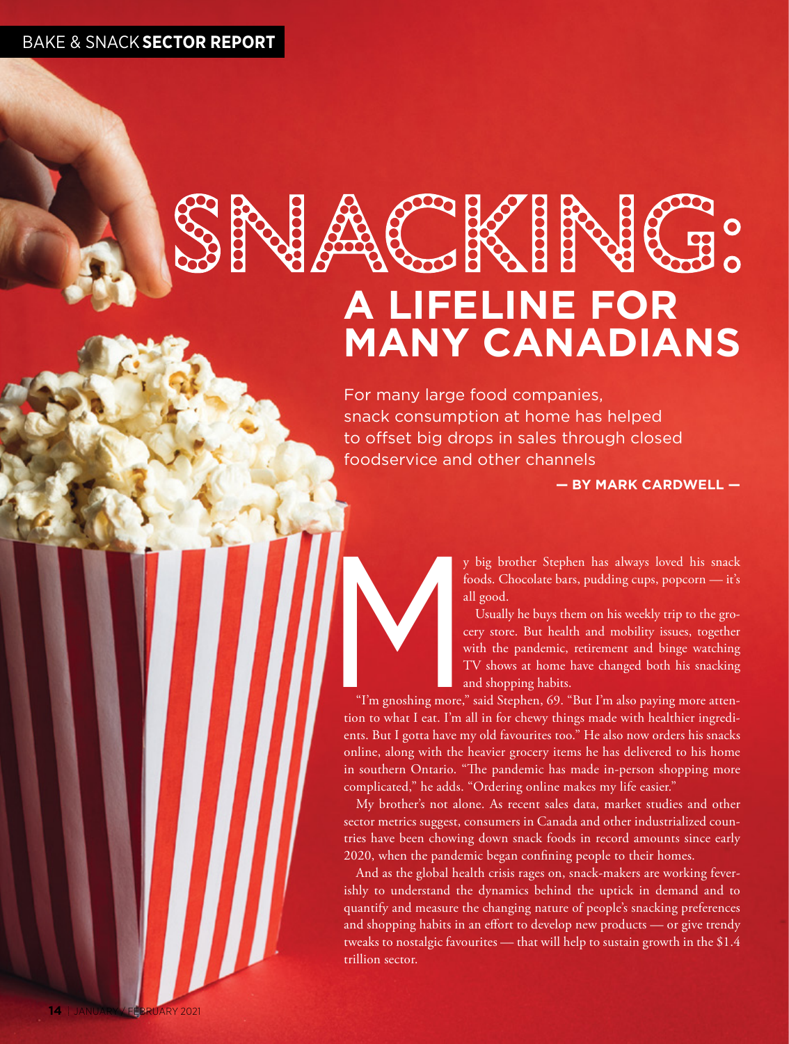# SNACKING: A LIFELINE FOR MANY CANADIANS

For many large food companies, snack consumption at home has helped to offset big drops in sales through closed foodservice and other channels

**— BY MARK CARDWELL —**

My big brother Stephen has always loved his snack foods. Chocolate bars, pudding cups, popcorn — it's all good.

Usually he buys them on his weekly trip to the grocery store. But health and mobility issues, together with the pandemic, retirement and binge watching TV shows at home have changed both his snacking and shopping habits.

"I'm gnoshing more," said Stephen, 69. "But I'm also paying more attention to what I eat. I'm all in for chewy things made with healthier ingredients. But I gotta have my old favourites too." He also now orders his snacks online, along with the heavier grocery items he has delivered to his home in southern Ontario. "The pandemic has made in-person shopping more complicated," he adds. "Ordering online makes my life easier."

My brother's not alone. As recent sales data, market studies and other sector metrics suggest, consumers in Canada and other industrialized countries have been chowing down snack foods in record amounts since early 2020, when the pandemic began confining people to their homes.

And as the global health crisis rages on, snack-makers are working feverishly to understand the dynamics behind the uptick in demand and to quantify and measure the changing nature of people's snacking preferences and shopping habits in an effort to develop new products — or give trendy tweaks to nostalgic favourites — that will help to sustain growth in the $1.4 trillion sector.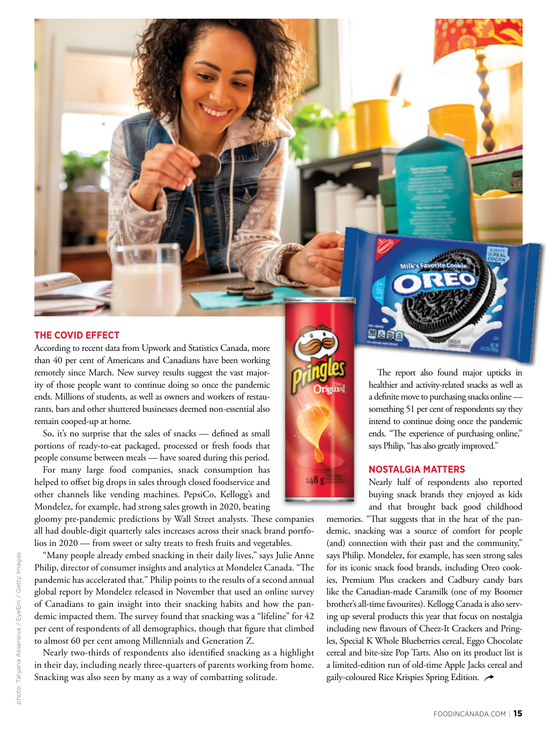## THE COVID EFFECT

According to recent data from Upwork and Statistics Canada, more than 40 per cent of Americans and Canadians have been working remotely since March. New survey results suggest the vast majority of those people want to continue doing so once the pandemic ends. Millions of students, as well as owners and workers of restaurants, bars and other shuttered businesses deemed non-essential also remain cooped-up at home.

So, it's no surprise that the sales of snacks — defined as small portions of ready-to-eat packaged, processed or fresh foods that people consume between meals — have soared during this period.

For many large food companies, snack consumption has helped to offset big drops in sales through closed foodservice and other channels like vending machines. PepsiCo, Kellogg's and Mondelez, for example, had strong sales growth in 2020, beating gloomy pre-pandemic predictions by Wall Street analysts. These companies all had double-digit quarterly sales increases across their snack brand portfolios in 2020 — from sweet or salty treats to fresh fruits and vegetables.

"Many people already embed snacking in their daily lives," says Julie Anne Philip, director of consumer insights and analytics at Mondelez Canada. "The pandemic has accelerated that." Philip points to the results of a second annual global report by Mondelez released in November that used an online survey of Canadians to gain insight into their snacking habits and how the pandemic impacted them. The survey found that snacking was a "lifeline" for 42 per cent of respondents of all demographics, though that figure that climbed to almost 60 per cent among Millennials and Generation Z.

Nearly two-thirds of respondents also identified snacking as a highlight in their day, including nearly three-quarters of parents working from home. Snacking was also seen by many as a way of combatting solitude.

The report also found major upticks in healthier and activity-related snacks as well as a definite move to purchasing snacks online — something 51 per cent of respondents say they intend to continue doing once the pandemic ends. "The experience of purchasing online," says Philip, "has also greatly improved."

## NOSTALGIA MATTERS

Nearly half of respondents also reported buying snack brands they enjoyed as kids and that brought back good childhood memories. "That suggests that in the heat of the pandemic, snacking was a source of comfort for people (and) connection with their past and the community," says Philip. Mondelez, for example, has seen strong sales for its iconic snack food brands, including Oreo cookies, Premium Plus crackers and Cadbury candy bars like the Canadian-made Caramilk (one of my Boomer brother's all-time favourites). Kellogg Canada is also serving up several products this year that focus on nostalgia including new flavours of Cheez-It Crackers and Pringles, Special K Whole Blueberries cereal, Eggo Chocolate cereal and bite-size Pop Tarts. Also on its product list is a limited-edition run of old-time Apple Jacks cereal and gaily-coloured Rice Krispies Spring Edition.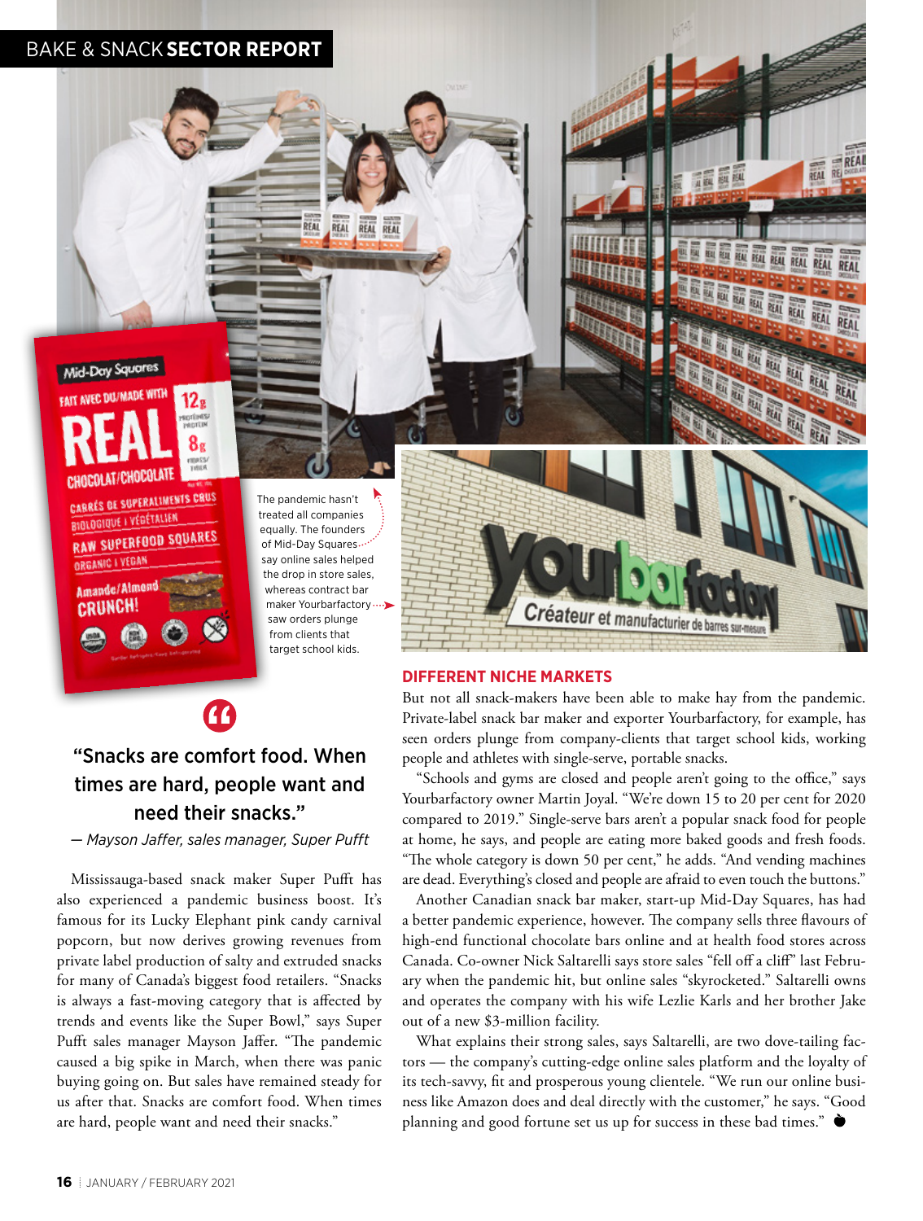The pandemic hasn't treated all companies equally. The founders of Mid-Day Squares say online sales helped the drop in store sales, whereas contract bar maker Yourbarfactory saw orders plunge from clients that target school kids.

> "Snacks are comfort food. When times are hard, people want and need their snacks."
>
> *— Mayson Jaffer, sales manager, Super Pufft*

Mississauga-based snack maker Super Pufft has also experienced a pandemic business boost. It's famous for its Lucky Elephant pink candy carnival popcorn, but now derives growing revenues from private label production of salty and extruded snacks for many of Canada's biggest food retailers. "Snacks is always a fast-moving category that is affected by trends and events like the Super Bowl," says Super Pufft sales manager Mayson Jaffer. "The pandemic caused a big spike in March, when there was panic buying going on. But sales have remained steady for us after that. Snacks are comfort food. When times are hard, people want and need their snacks."

## DIFFERENT NICHE MARKETS

But not all snack-makers have been able to make hay from the pandemic. Private-label snack bar maker and exporter Yourbarfactory, for example, has seen orders plunge from company-clients that target school kids, working people and athletes with single-serve, portable snacks.

"Schools and gyms are closed and people aren't going to the office," says Yourbarfactory owner Martin Joyal. "We're down 15 to 20 per cent for 2020 compared to 2019." Single-serve bars aren't a popular snack food for people at home, he says, and people are eating more baked goods and fresh foods. "The whole category is down 50 per cent," he adds. "And vending machines are dead. Everything's closed and people are afraid to even touch the buttons."

Another Canadian snack bar maker, start-up Mid-Day Squares, has had a better pandemic experience, however. The company sells three flavours of high-end functional chocolate bars online and at health food stores across Canada. Co-owner Nick Saltarelli says store sales "fell off a cliff" last February when the pandemic hit, but online sales "skyrocketed." Saltarelli owns and operates the company with his wife Lezlie Karls and her brother Jake out of a new $3-million facility.

What explains their strong sales, says Saltarelli, are two dove-tailing factors — the company's cutting-edge online sales platform and the loyalty of its tech-savvy, fit and prosperous young clientele. "We run our online business like Amazon does and deal directly with the customer," he says. "Good planning and good fortune set us up for success in these bad times."